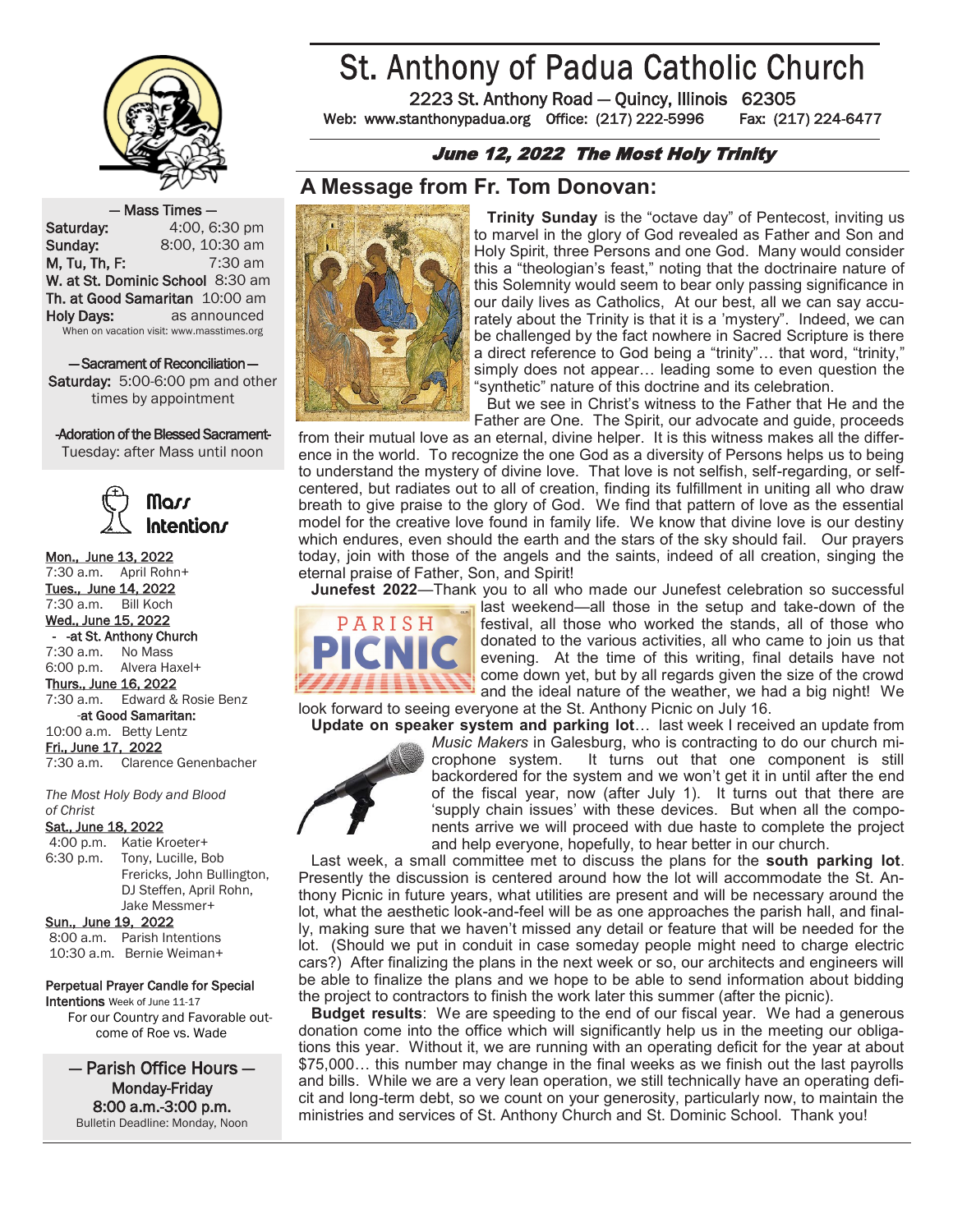# St. Anthony of Padua Catholic Church

2223 St. Anthony Road — Quincy, Illinois 62305

Web: www.stanthonypadua.org Office: (217) 222-5996 Fax: (217) 224-6477

**June 12, 2022 The Most Holy Trinity**

— Mass Times —

| | |
|---|---|
| Saturday: | 4:00, 6:30 pm |
| Sunday: | 8:00, 10:30 am |
| M, Tu, Th, F: | 7:30 am |
| W. at St. Dominic School | 8:30 am |
| Th. at Good Samaritan | 10:00 am |
| Holy Days: | as announced |

When on vacation visit: www.masstimes.org

— Sacrament of Reconciliation —

Saturday: 5:00-6:00 pm and other times by appointment

-Adoration of the Blessed Sacrament-

Tuesday: after Mass until noon

## Mass Intentions

Mon., June 13, 2022
7:30 a.m. April Rohn+

Tues., June 14, 2022
7:30 a.m. Bill Koch

Wed., June 15, 2022
- -at St. Anthony Church
7:30 a.m. No Mass
6:00 p.m. Alvera Haxel+

Thurs., June 16, 2022
7:30 a.m. Edward & Rosie Benz
-at Good Samaritan:
10:00 a.m. Betty Lentz

Fri., June 17, 2022
7:30 a.m. Clarence Genenbacher

*The Most Holy Body and Blood of Christ*

Sat., June 18, 2022
4:00 p.m. Katie Kroeter+
6:30 p.m. Tony, Lucille, Bob Frericks, John Bullington, DJ Steffen, April Rohn, Jake Messmer+

Sun., June 19, 2022
8:00 a.m. Parish Intentions
10:30 a.m. Bernie Weiman+

**Perpetual Prayer Candle for Special Intentions** Week of June 11-17

For our Country and Favorable outcome of Roe vs. Wade

— Parish Office Hours —

Monday-Friday

8:00 a.m.-3:00 p.m.

Bulletin Deadline: Monday, Noon

## A Message from Fr. Tom Donovan:

**Trinity Sunday** is the "octave day" of Pentecost, inviting us to marvel in the glory of God revealed as Father and Son and Holy Spirit, three Persons and one God. Many would consider this a "theologian's feast," noting that the doctrinaire nature of this Solemnity would seem to bear only passing significance in our daily lives as Catholics, At our best, all we can say accurately about the Trinity is that it is a 'mystery". Indeed, we can be challenged by the fact nowhere in Sacred Scripture is there a direct reference to God being a "trinity"… that word, "trinity," simply does not appear… leading some to even question the "synthetic" nature of this doctrine and its celebration.

But we see in Christ's witness to the Father that He and the Father are One. The Spirit, our advocate and guide, proceeds from their mutual love as an eternal, divine helper. It is this witness makes all the difference in the world. To recognize the one God as a diversity of Persons helps us to being to understand the mystery of divine love. That love is not selfish, self-regarding, or self-centered, but radiates out to all of creation, finding its fulfillment in uniting all who draw breath to give praise to the glory of God. We find that pattern of love as the essential model for the creative love found in family life. We know that divine love is our destiny which endures, even should the earth and the stars of the sky should fail. Our prayers today, join with those of the angels and the saints, indeed of all creation, singing the eternal praise of Father, Son, and Spirit!

**Junefest 2022**—Thank you to all who made our Junefest celebration so successful last weekend—all those in the setup and take-down of the festival, all those who worked the stands, all of those who donated to the various activities, all who came to join us that evening. At the time of this writing, final details have not come down yet, but by all regards given the size of the crowd and the ideal nature of the weather, we had a big night! We look forward to seeing everyone at the St. Anthony Picnic on July 16.

**Update on speaker system and parking lot**… last week I received an update from *Music Makers* in Galesburg, who is contracting to do our church microphone system. It turns out that one component is still backordered for the system and we won't get it in until after the end of the fiscal year, now (after July 1). It turns out that there are 'supply chain issues' with these devices. But when all the components arrive we will proceed with due haste to complete the project and help everyone, hopefully, to hear better in our church.

Last week, a small committee met to discuss the plans for the **south parking lot**. Presently the discussion is centered around how the lot will accommodate the St. Anthony Picnic in future years, what utilities are present and will be necessary around the lot, what the aesthetic look-and-feel will be as one approaches the parish hall, and finally, making sure that we haven't missed any detail or feature that will be needed for the lot. (Should we put in conduit in case someday people might need to charge electric cars?) After finalizing the plans in the next week or so, our architects and engineers will be able to finalize the plans and we hope to be able to send information about bidding the project to contractors to finish the work later this summer (after the picnic).

**Budget results**: We are speeding to the end of our fiscal year. We had a generous donation come into the office which will significantly help us in the meeting our obligations this year. Without it, we are running with an operating deficit for the year at about $75,000… this number may change in the final weeks as we finish out the last payrolls and bills. While we are a very lean operation, we still technically have an operating deficit and long-term debt, so we count on your generosity, particularly now, to maintain the ministries and services of St. Anthony Church and St. Dominic School. Thank you!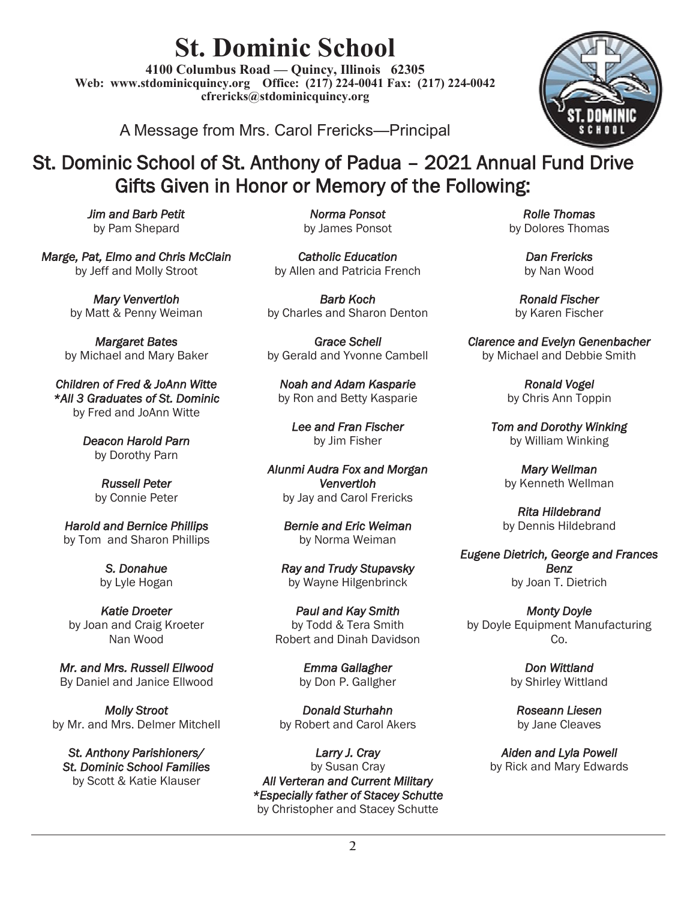# St. Dominic School

**4100 Columbus Road — Quincy, Illinois 62305**
**Web: www.stdominicquincy.org Office: (217) 224-0041 Fax: (217) 224-0042**
**cfrericks@stdominicquincy.org**

A Message from Mrs. Carol Frericks—Principal

## St. Dominic School of St. Anthony of Padua – 2021 Annual Fund Drive Gifts Given in Honor or Memory of the Following:

*Jim and Barb Petit*
by Pam Shepard

*Marge, Pat, Elmo and Chris McClain*
by Jeff and Molly Stroot

*Mary Venvertloh*
by Matt & Penny Weiman

*Margaret Bates*
by Michael and Mary Baker

*Children of Fred & JoAnn Witte*
**All 3 Graduates of St. Dominic*
by Fred and JoAnn Witte

*Deacon Harold Parn*
by Dorothy Parn

*Russell Peter*
by Connie Peter

*Harold and Bernice Phillips*
by Tom and Sharon Phillips

*S. Donahue*
by Lyle Hogan

*Katie Droeter*
by Joan and Craig Kroeter
Nan Wood

*Mr. and Mrs. Russell Ellwood*
By Daniel and Janice Ellwood

*Molly Stroot*
by Mr. and Mrs. Delmer Mitchell

*St. Anthony Parishioners/ St. Dominic School Families*
by Scott & Katie Klauser

*Norma Ponsot*
by James Ponsot

*Catholic Education*
by Allen and Patricia French

*Barb Koch*
by Charles and Sharon Denton

*Grace Schell*
by Gerald and Yvonne Cambell

*Noah and Adam Kasparie*
by Ron and Betty Kasparie

*Lee and Fran Fischer*
by Jim Fisher

*Alunmi Audra Fox and Morgan Venvertloh*
by Jay and Carol Frericks

*Bernie and Eric Weiman*
by Norma Weiman

*Ray and Trudy Stupavsky*
by Wayne Hilgenbrinck

*Paul and Kay Smith*
by Todd & Tera Smith
Robert and Dinah Davidson

*Emma Gallagher*
by Don P. Gallgher

*Donald Sturhahn*
by Robert and Carol Akers

*Larry J. Cray*
by Susan Cray

*All Verteran and Current Military*
**Especially father of Stacey Schutte*
by Christopher and Stacey Schutte

*Rolle Thomas*
by Dolores Thomas

*Dan Frericks*
by Nan Wood

*Ronald Fischer*
by Karen Fischer

*Clarence and Evelyn Genenbacher*
by Michael and Debbie Smith

*Ronald Vogel*
by Chris Ann Toppin

*Tom and Dorothy Winking*
by William Winking

*Mary Wellman*
by Kenneth Wellman

*Rita Hildebrand*
by Dennis Hildebrand

*Eugene Dietrich, George and Frances Benz*
by Joan T. Dietrich

*Monty Doyle*
by Doyle Equipment Manufacturing Co.

*Don Wittland*
by Shirley Wittland

*Roseann Liesen*
by Jane Cleaves

*Aiden and Lyla Powell*
by Rick and Mary Edwards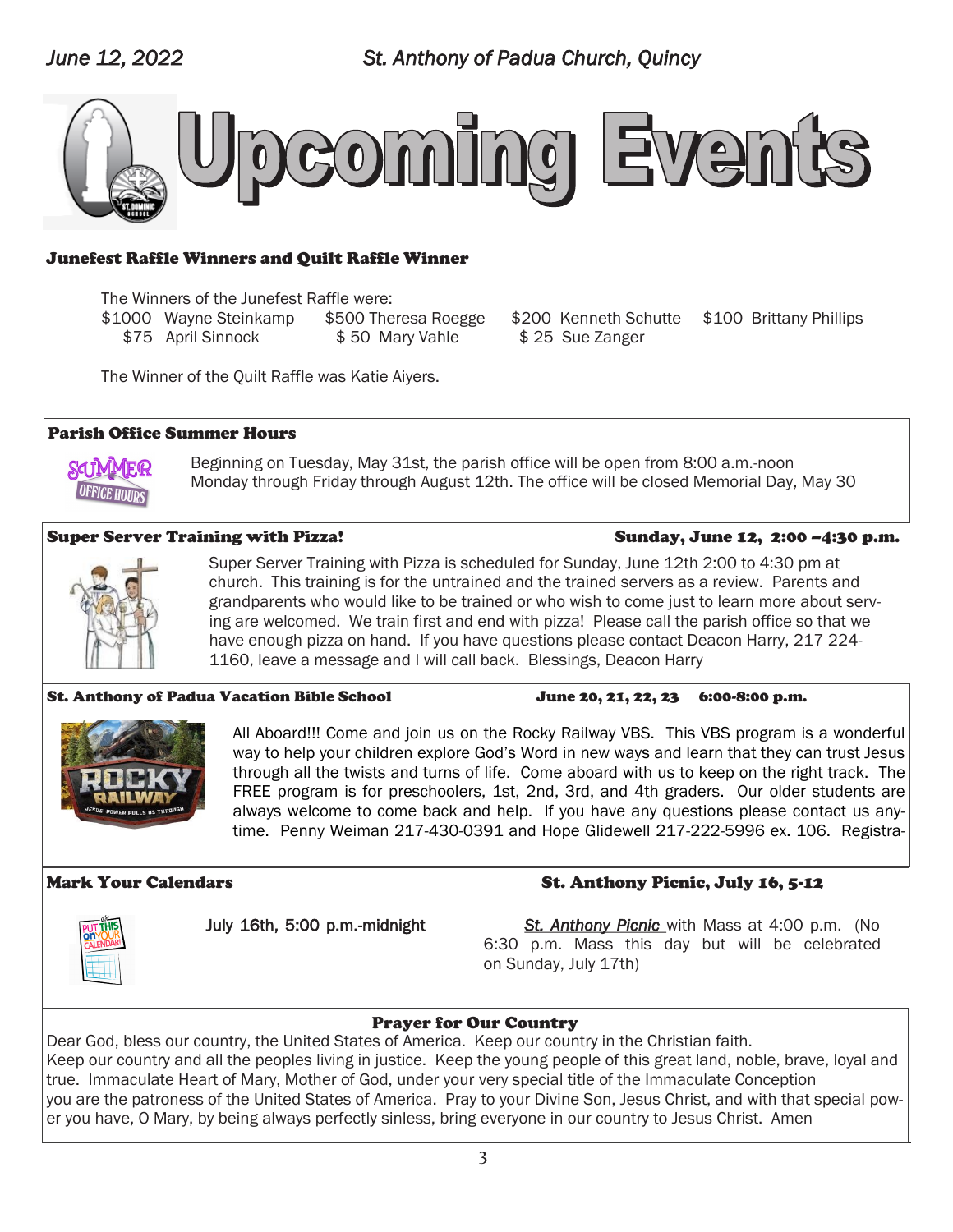# Upcoming Events

## Junefest Raffle Winners and Quilt Raffle Winner

The Winners of the Junefest Raffle were:

| | | | |
|---|---|---|---|
| $1000 Wayne Steinkamp | $500 Theresa Roegge | $200 Kenneth Schutte | $100 Brittany Phillips |
| $75 April Sinnock | $ 50 Mary Vahle | $ 25 Sue Zanger | |

The Winner of the Quilt Raffle was Katie Aiyers.

## Parish Office Summer Hours

Beginning on Tuesday, May 31st, the parish office will be open from 8:00 a.m.-noon Monday through Friday through August 12th. The office will be closed Memorial Day, May 30

## Super Server Training with Pizza! — Sunday, June 12, 2:00 –4:30 p.m.

Super Server Training with Pizza is scheduled for Sunday, June 12th 2:00 to 4:30 pm at church. This training is for the untrained and the trained servers as a review. Parents and grandparents who would like to be trained or who wish to come just to learn more about serving are welcomed. We train first and end with pizza! Please call the parish office so that we have enough pizza on hand. If you have questions please contact Deacon Harry, 217 224-1160, leave a message and I will call back. Blessings, Deacon Harry

## St. Anthony of Padua Vacation Bible School — June 20, 21, 22, 23 6:00-8:00 p.m.

All Aboard!!! Come and join us on the Rocky Railway VBS. This VBS program is a wonderful way to help your children explore God's Word in new ways and learn that they can trust Jesus through all the twists and turns of life. Come aboard with us to keep on the right track. The FREE program is for preschoolers, 1st, 2nd, 3rd, and 4th graders. Our older students are always welcome to come back and help. If you have any questions please contact us anytime. Penny Weiman 217-430-0391 and Hope Glidewell 217-222-5996 ex. 106. Registra-

## Mark Your Calendars — St. Anthony Picnic, July 16, 5-12

July 16th, 5:00 p.m.-midnight

*St. Anthony Picnic* with Mass at 4:00 p.m. (No 6:30 p.m. Mass this day but will be celebrated on Sunday, July 17th)

## Prayer for Our Country

Dear God, bless our country, the United States of America. Keep our country in the Christian faith. Keep our country and all the peoples living in justice. Keep the young people of this great land, noble, brave, loyal and true. Immaculate Heart of Mary, Mother of God, under your very special title of the Immaculate Conception you are the patroness of the United States of America. Pray to your Divine Son, Jesus Christ, and with that special power you have, O Mary, by being always perfectly sinless, bring everyone in our country to Jesus Christ. Amen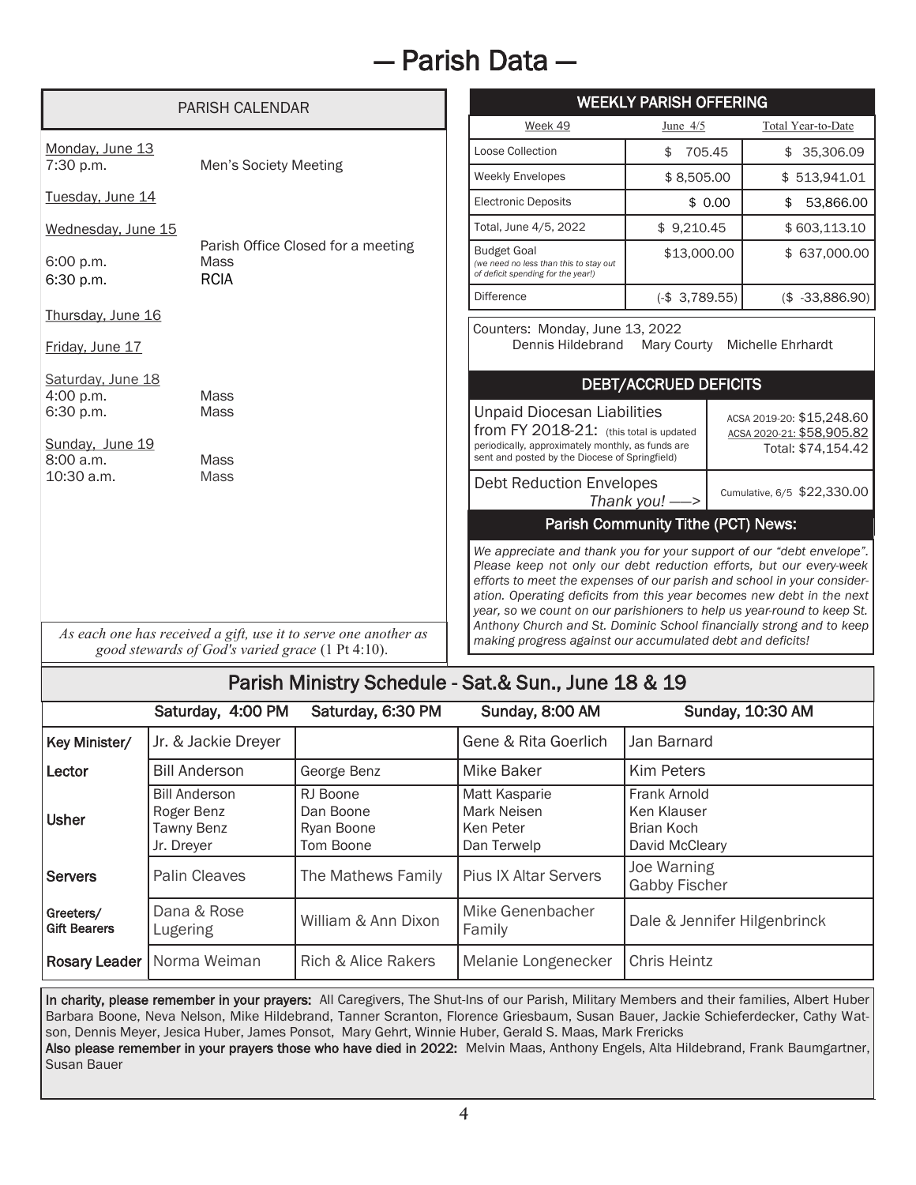# — Parish Data —

## PARISH CALENDAR

Monday, June 13
7:30 p.m. Men's Society Meeting

Tuesday, June 14

Wednesday, June 15
Parish Office Closed for a meeting
6:00 p.m. Mass
6:30 p.m. RCIA

Thursday, June 16

Friday, June 17

Saturday, June 18
4:00 p.m. Mass
6:30 p.m. Mass

Sunday, June 19
8:00 a.m. Mass
10:30 a.m. Mass

*As each one has received a gift, use it to serve one another as good stewards of God's varied grace* (1 Pt 4:10).

## WEEKLY PARISH OFFERING

| Week 49 | June 4/5 | Total Year-to-Date |
|---|---|---|
| Loose Collection | $ 705.45 | $ 35,306.09 |
| Weekly Envelopes | $ 8,505.00 | $ 513,941.01 |
| Electronic Deposits | $ 0.00 | $ 53,866.00 |
| Total, June 4/5, 2022 | $ 9,210.45 | $ 603,113.10 |
| Budget Goal *(we need no less than this to stay out of deficit spending for the year!)* | $13,000.00 | $ 637,000.00 |
| Difference | (-$ 3,789.55) | ($ -33,886.90) |

Counters: Monday, June 13, 2022
Dennis Hildebrand Mary Courty Michelle Ehrhardt

## DEBT/ACCRUED DEFICITS

| | |
|---|---|
| Unpaid Diocesan Liabilities from FY 2018-21: (this total is updated periodically, approximately monthly, as funds are sent and posted by the Diocese of Springfield) | ACSA 2019-20: $15,248.60<br>ACSA 2020-21: $58,905.82<br>Total: $74,154.42 |
| Debt Reduction Envelopes *Thank you!* —> | Cumulative, 6/5 $22,330.00 |

## Parish Community Tithe (PCT) News:

*We appreciate and thank you for your support of our "debt envelope". Please keep not only our debt reduction efforts, but our every-week efforts to meet the expenses of our parish and school in your consideration. Operating deficits from this year becomes new debt in the next year, so we count on our parishioners to help us year-round to keep St. Anthony Church and St. Dominic School financially strong and to keep making progress against our accumulated debt and deficits!*

## Parish Ministry Schedule - Sat.& Sun., June 18 & 19

| | Saturday, 4:00 PM | Saturday, 6:30 PM | Sunday, 8:00 AM | Sunday, 10:30 AM |
|---|---|---|---|---|
| **Key Minister/** | Jr. & Jackie Dreyer | | Gene & Rita Goerlich | Jan Barnard |
| **Lector** | Bill Anderson | George Benz | Mike Baker | Kim Peters |
| **Usher** | Bill Anderson<br>Roger Benz<br>Tawny Benz<br>Jr. Dreyer | RJ Boone<br>Dan Boone<br>Ryan Boone<br>Tom Boone | Matt Kasparie<br>Mark Neisen<br>Ken Peter<br>Dan Terwelp | Frank Arnold<br>Ken Klauser<br>Brian Koch<br>David McCleary |
| **Servers** | Palin Cleaves | The Mathews Family | Pius IX Altar Servers | Joe Warning<br>Gabby Fischer |
| **Greeters/ Gift Bearers** | Dana & Rose Lugering | William & Ann Dixon | Mike Genenbacher Family | Dale & Jennifer Hilgenbrinck |
| **Rosary Leader** | Norma Weiman | Rich & Alice Rakers | Melanie Longenecker | Chris Heintz |

**In charity, please remember in your prayers:** All Caregivers, The Shut-Ins of our Parish, Military Members and their families, Albert Huber Barbara Boone, Neva Nelson, Mike Hildebrand, Tanner Scranton, Florence Griesbaum, Susan Bauer, Jackie Schieferdecker, Cathy Watson, Dennis Meyer, Jesica Huber, James Ponsot, Mary Gehrt, Winnie Huber, Gerald S. Maas, Mark Frericks
**Also please remember in your prayers those who have died in 2022:** Melvin Maas, Anthony Engels, Alta Hildebrand, Frank Baumgartner, Susan Bauer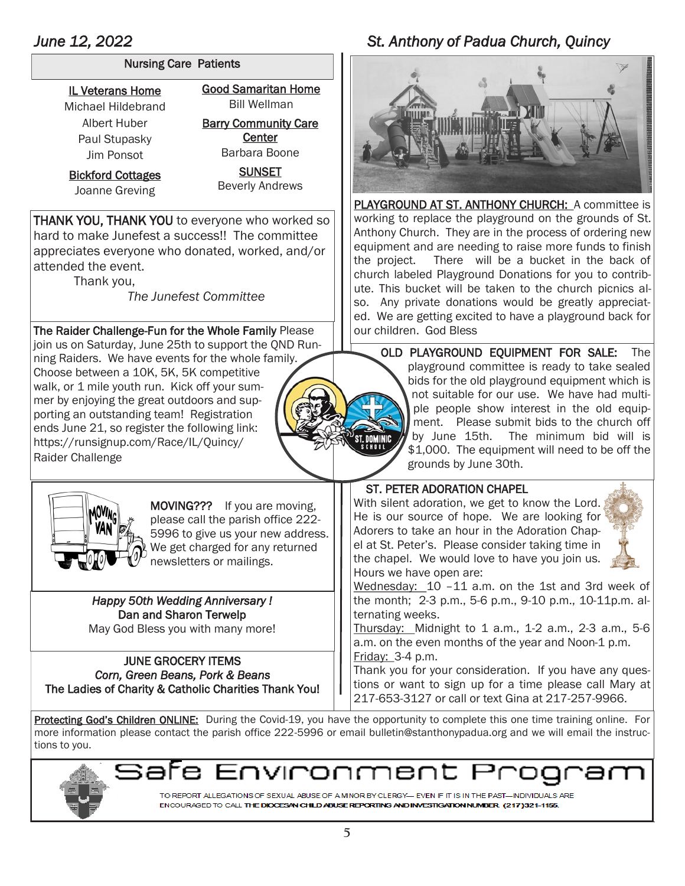## Nursing Care Patients

**IL Veterans Home**
Michael Hildebrand
Albert Huber
Paul Stupasky
Jim Ponsot

**Bickford Cottages**
Joanne Greving

**Good Samaritan Home**
Bill Wellman

**Barry Community Care Center**
Barbara Boone

**SUNSET**
Beverly Andrews

**THANK YOU, THANK YOU** to everyone who worked so hard to make Junefest a success!! The committee appreciates everyone who donated, worked, and/or attended the event.

Thank you,

*The Junefest Committee*

**The Raider Challenge-Fun for the Whole Family** Please join us on Saturday, June 25th to support the QND Running Raiders. We have events for the whole family. Choose between a 10K, 5K, 5K competitive walk, or 1 mile youth run. Kick off your summer by enjoying the great outdoors and supporting an outstanding team! Registration ends June 21, so register the following link: https://runsignup.com/Race/IL/Quincy/Raider Challenge

**MOVING???** If you are moving, please call the parish office 222-5996 to give us your new address. We get charged for any returned newsletters or mailings.

*Happy 50th Wedding Anniversary !*
**Dan and Sharon Terwelp**
May God Bless you with many more!

**JUNE GROCERY ITEMS**
*Corn, Green Beans, Pork & Beans*
The Ladies of Charity & Catholic Charities Thank You!

**PLAYGROUND AT ST. ANTHONY CHURCH:** A committee is working to replace the playground on the grounds of St. Anthony Church. They are in the process of ordering new equipment and are needing to raise more funds to finish the project. There will be a bucket in the back of church labeled Playground Donations for you to contribute. This bucket will be taken to the church picnics also. Any private donations would be greatly appreciated. We are getting excited to have a playground back for our children. God Bless

**OLD PLAYGROUND EQUIPMENT FOR SALE:** The playground committee is ready to take sealed bids for the old playground equipment which is not suitable for our use. We have had multiple people show interest in the old equipment. Please submit bids to the church off by June 15th. The minimum bid will is $1,000. The equipment will need to be off the grounds by June 30th.

**ST. PETER ADORATION CHAPEL**
With silent adoration, we get to know the Lord. He is our source of hope. We are looking for Adorers to take an hour in the Adoration Chapel at St. Peter's. Please consider taking time in the chapel. We would love to have you join us. Hours we have open are:

Wednesday: 10 –11 a.m. on the 1st and 3rd week of the month; 2-3 p.m., 5-6 p.m., 9-10 p.m., 10-11p.m. alternating weeks.

Thursday: Midnight to 1 a.m., 1-2 a.m., 2-3 a.m., 5-6 a.m. on the even months of the year and Noon-1 p.m.

Friday: 3-4 p.m.

Thank you for your consideration. If you have any questions or want to sign up for a time please call Mary at 217-653-3127 or call or text Gina at 217-257-9966.

**Protecting God's Children ONLINE:** During the Covid-19, you have the opportunity to complete this one time training online. For more information please contact the parish office 222-5996 or email bulletin@stanthonypadua.org and we will email the instructions to you.

## Safe Environment Program

TO REPORT ALLEGATIONS OF SEXUAL ABUSE OF A MINOR BY CLERGY— EVEN IF IT IS IN THE PAST—INDIVIDUALS ARE ENCOURAGED TO CALL **THE DIOCESAN CHILD ABUSE REPORTING AND INVESTIGATION NUMBER. (217)321-1155.**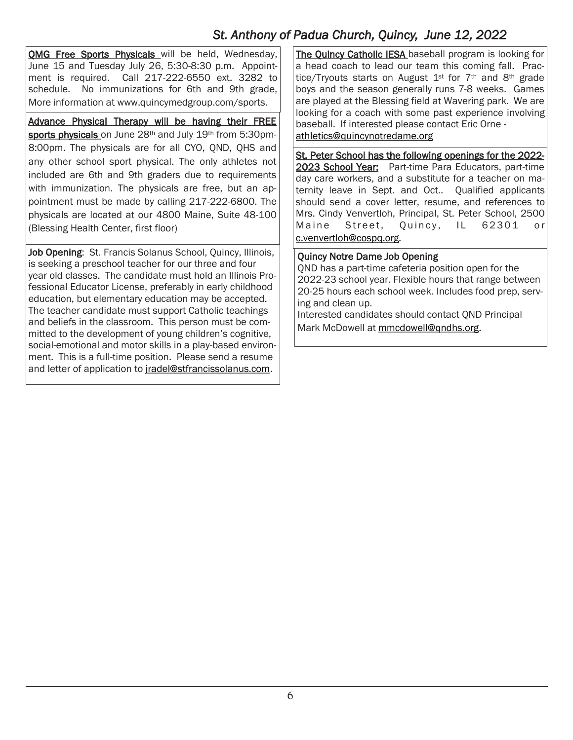**QMG Free Sports Physicals** will be held, Wednesday, June 15 and Tuesday July 26, 5:30-8:30 p.m. Appointment is required. Call 217-222-6550 ext. 3282 to schedule. No immunizations for 6th and 9th grade, More information at www.quincymedgroup.com/sports.

**Advance Physical Therapy will be having their FREE sports physicals** on June 28th and July 19th from 5:30pm-8:00pm. The physicals are for all CYO, QND, QHS and any other school sport physical. The only athletes not included are 6th and 9th graders due to requirements with immunization. The physicals are free, but an appointment must be made by calling 217-222-6800. The physicals are located at our 4800 Maine, Suite 48-100 (Blessing Health Center, first floor)

**Job Opening**: St. Francis Solanus School, Quincy, Illinois, is seeking a preschool teacher for our three and four year old classes. The candidate must hold an Illinois Professional Educator License, preferably in early childhood education, but elementary education may be accepted. The teacher candidate must support Catholic teachings and beliefs in the classroom. This person must be committed to the development of young children's cognitive, social-emotional and motor skills in a play-based environment. This is a full-time position. Please send a resume and letter of application to jradel@stfrancissolanus.com.

**The Quincy Catholic IESA** baseball program is looking for a head coach to lead our team this coming fall. Practice/Tryouts starts on August 1st for 7th and 8th grade boys and the season generally runs 7-8 weeks. Games are played at the Blessing field at Wavering park. We are looking for a coach with some past experience involving baseball. If interested please contact Eric Orne - athletics@quincynotredame.org

**St. Peter School has the following openings for the 2022-2023 School Year:** Part-time Para Educators, part-time day care workers, and a substitute for a teacher on maternity leave in Sept. and Oct.. Qualified applicants should send a cover letter, resume, and references to Mrs. Cindy Venvertloh, Principal, St. Peter School, 2500 Maine Street, Quincy, IL 62301 or c.venvertloh@cospq.org.

**Quincy Notre Dame Job Opening**

QND has a part-time cafeteria position open for the 2022-23 school year. Flexible hours that range between 20-25 hours each school week. Includes food prep, serving and clean up.

Interested candidates should contact QND Principal Mark McDowell at mmcdowell@qndhs.org.